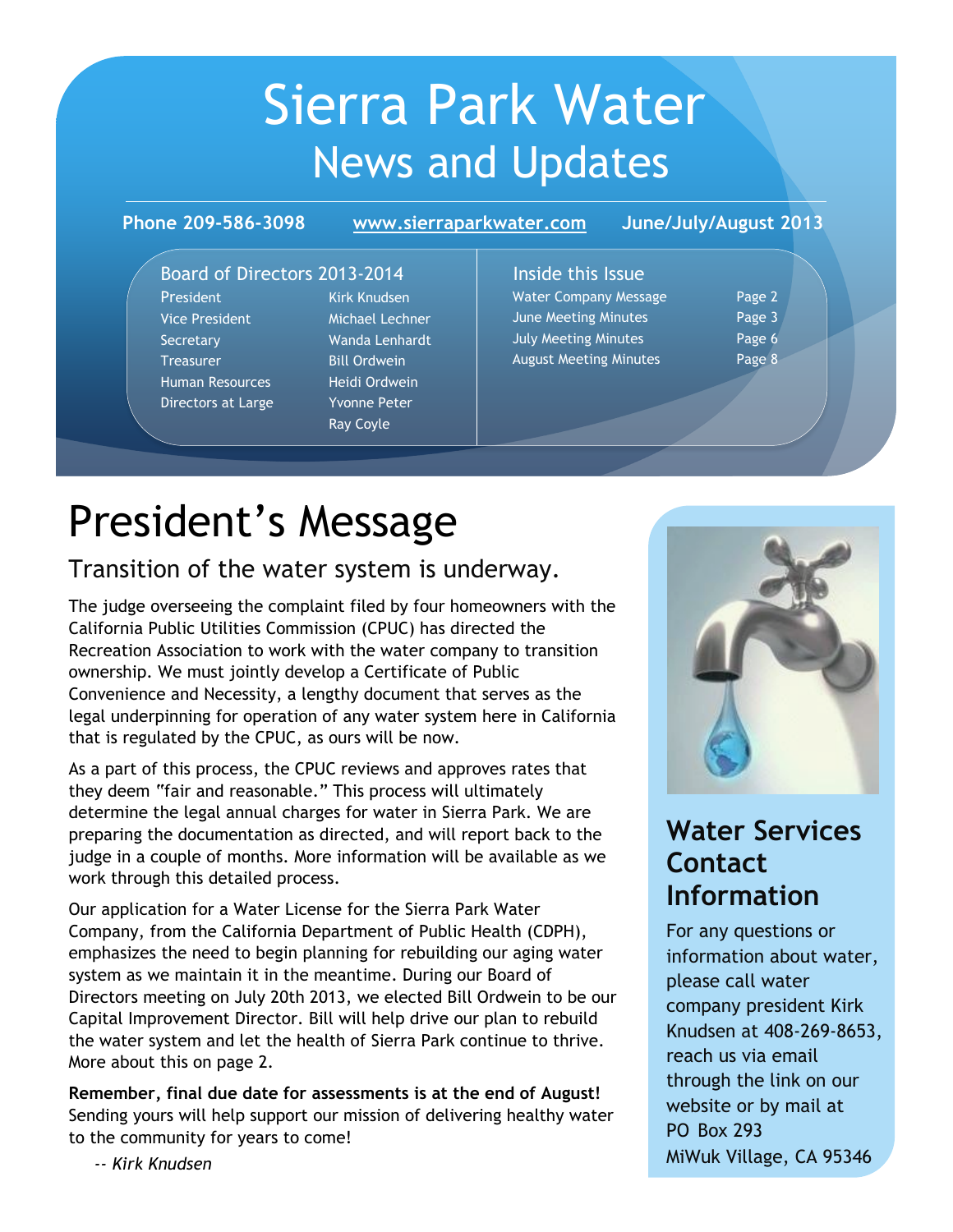# Sierra Park Water
## News and Updates

**Phone 209-586-3098** **www.sierraparkwater.com** **June/July/August 2013**

### Board of Directors 2013-2014

| | |
|---|---|
| President | Kirk Knudsen |
| Vice President | Michael Lechner |
| Secretary | Wanda Lenhardt |
| Treasurer | Bill Ordwein |
| Human Resources | Heidi Ordwein |
| Directors at Large | Yvonne Peter |
| | Ray Coyle |

### Inside this Issue

| | |
|---|---|
| Water Company Message | Page 2 |
| June Meeting Minutes | Page 3 |
| July Meeting Minutes | Page 6 |
| August Meeting Minutes | Page 8 |

# President's Message

## Transition of the water system is underway.

The judge overseeing the complaint filed by four homeowners with the California Public Utilities Commission (CPUC) has directed the Recreation Association to work with the water company to transition ownership. We must jointly develop a Certificate of Public Convenience and Necessity, a lengthy document that serves as the legal underpinning for operation of any water system here in California that is regulated by the CPUC, as ours will be now.

As a part of this process, the CPUC reviews and approves rates that they deem "fair and reasonable." This process will ultimately determine the legal annual charges for water in Sierra Park. We are preparing the documentation as directed, and will report back to the judge in a couple of months. More information will be available as we work through this detailed process.

Our application for a Water License for the Sierra Park Water Company, from the California Department of Public Health (CDPH), emphasizes the need to begin planning for rebuilding our aging water system as we maintain it in the meantime. During our Board of Directors meeting on July 20th 2013, we elected Bill Ordwein to be our Capital Improvement Director. Bill will help drive our plan to rebuild the water system and let the health of Sierra Park continue to thrive. More about this on page 2.

**Remember, final due date for assessments is at the end of August!** Sending yours will help support our mission of delivering healthy water to the community for years to come!

*-- Kirk Knudsen*

## Water Services Contact Information

For any questions or information about water, please call water company president Kirk Knudsen at 408-269-8653, reach us via email through the link on our website or by mail at
PO Box 293
MiWuk Village, CA 95346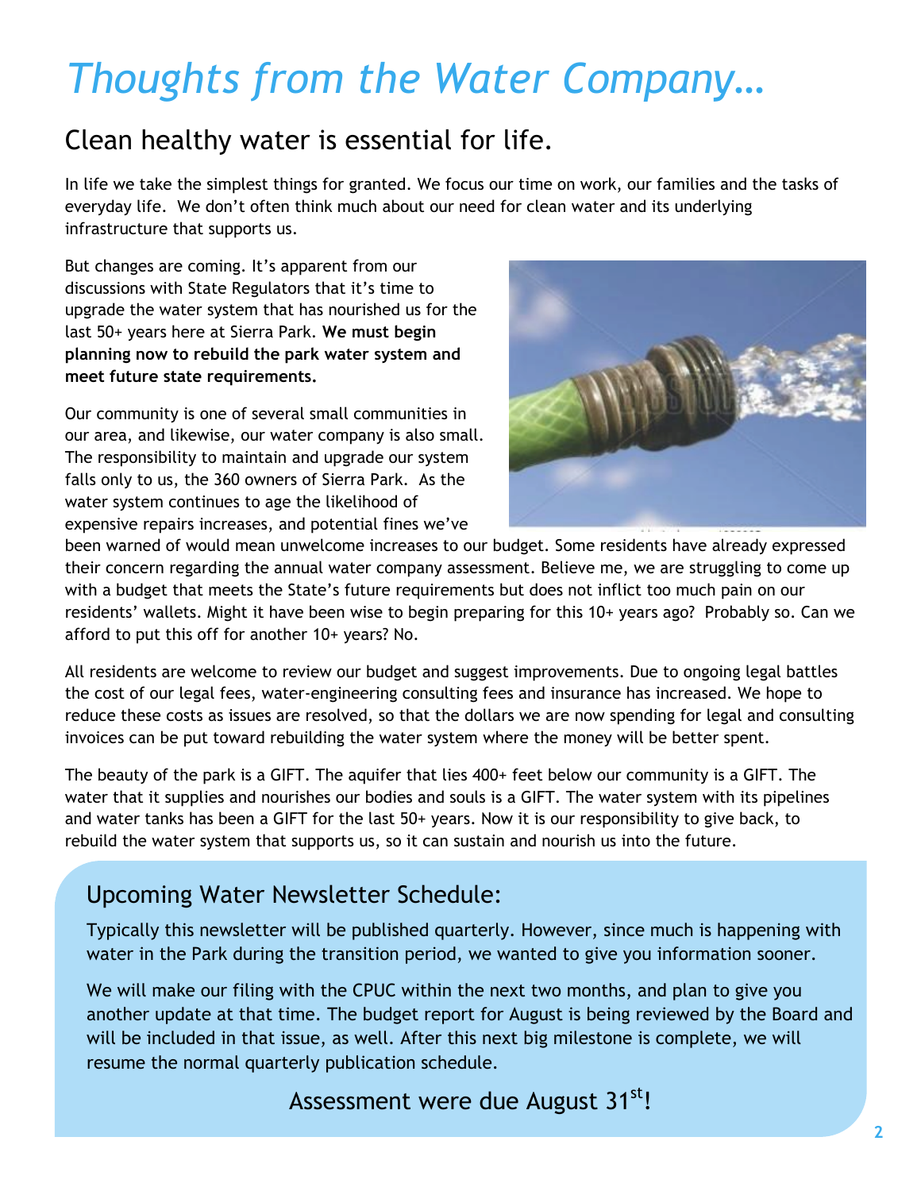# *Thoughts from the Water Company…*

## Clean healthy water is essential for life.

In life we take the simplest things for granted. We focus our time on work, our families and the tasks of everyday life. We don't often think much about our need for clean water and its underlying infrastructure that supports us.

But changes are coming. It's apparent from our discussions with State Regulators that it's time to upgrade the water system that has nourished us for the last 50+ years here at Sierra Park. **We must begin planning now to rebuild the park water system and meet future state requirements.**

Our community is one of several small communities in our area, and likewise, our water company is also small. The responsibility to maintain and upgrade our system falls only to us, the 360 owners of Sierra Park. As the water system continues to age the likelihood of expensive repairs increases, and potential fines we've been warned of would mean unwelcome increases to our budget. Some residents have already expressed their concern regarding the annual water company assessment. Believe me, we are struggling to come up with a budget that meets the State's future requirements but does not inflict too much pain on our residents' wallets. Might it have been wise to begin preparing for this 10+ years ago? Probably so. Can we afford to put this off for another 10+ years? No.

All residents are welcome to review our budget and suggest improvements. Due to ongoing legal battles the cost of our legal fees, water-engineering consulting fees and insurance has increased. We hope to reduce these costs as issues are resolved, so that the dollars we are now spending for legal and consulting invoices can be put toward rebuilding the water system where the money will be better spent.

The beauty of the park is a GIFT. The aquifer that lies 400+ feet below our community is a GIFT. The water that it supplies and nourishes our bodies and souls is a GIFT. The water system with its pipelines and water tanks has been a GIFT for the last 50+ years. Now it is our responsibility to give back, to rebuild the water system that supports us, so it can sustain and nourish us into the future.

## Upcoming Water Newsletter Schedule:

Typically this newsletter will be published quarterly. However, since much is happening with water in the Park during the transition period, we wanted to give you information sooner.

We will make our filing with the CPUC within the next two months, and plan to give you another update at that time. The budget report for August is being reviewed by the Board and will be included in that issue, as well. After this next big milestone is complete, we will resume the normal quarterly publication schedule.

Assessment were due August 31st!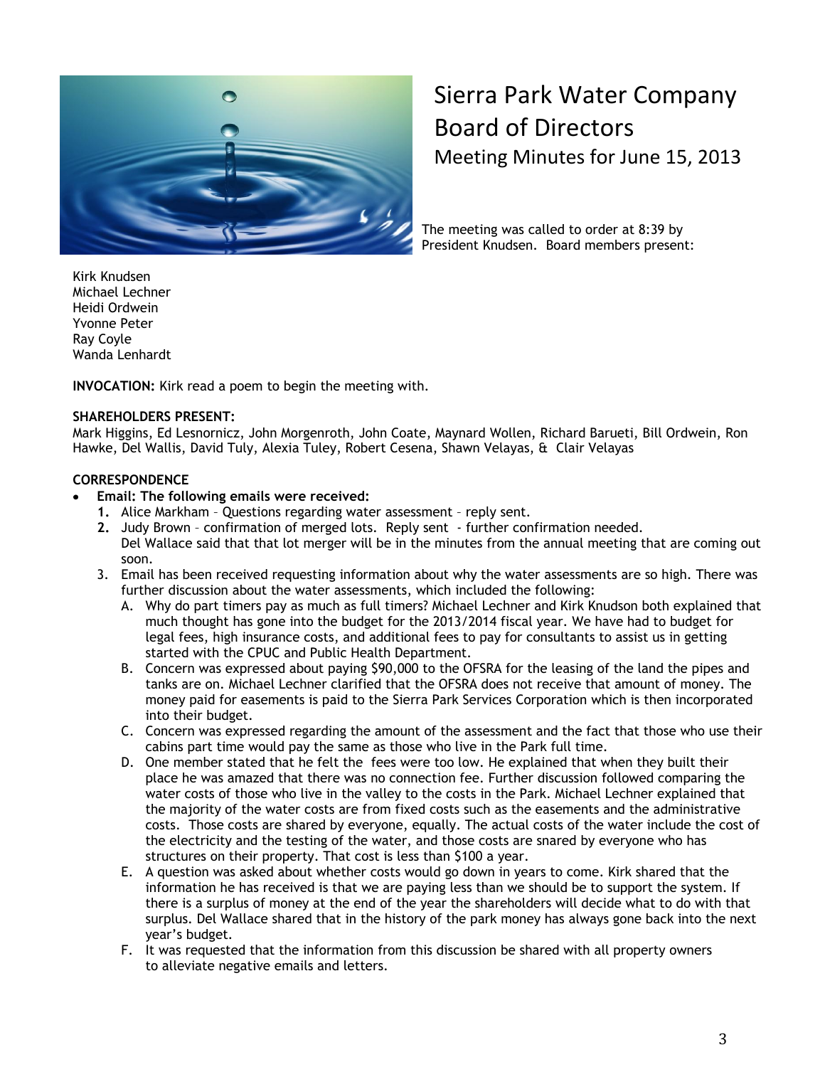# Sierra Park Water Company Board of Directors

## Meeting Minutes for June 15, 2013

The meeting was called to order at 8:39 by President Knudsen. Board members present:

Kirk Knudsen
Michael Lechner
Heidi Ordwein
Yvonne Peter
Ray Coyle
Wanda Lenhardt

**INVOCATION:** Kirk read a poem to begin the meeting with.

**SHAREHOLDERS PRESENT:**
Mark Higgins, Ed Lesnornicz, John Morgenroth, John Coate, Maynard Wollen, Richard Barueti, Bill Ordwein, Ron Hawke, Del Wallis, David Tuly, Alexia Tuley, Robert Cesena, Shawn Velayas, & Clair Velayas

**CORRESPONDENCE**

- **Email: The following emails were received:**
  1. Alice Markham – Questions regarding water assessment – reply sent.
  2. Judy Brown – confirmation of merged lots. Reply sent - further confirmation needed. Del Wallace said that that lot merger will be in the minutes from the annual meeting that are coming out soon.
  3. Email has been received requesting information about why the water assessments are so high. There was further discussion about the water assessments, which included the following:
     - A. Why do part timers pay as much as full timers? Michael Lechner and Kirk Knudson both explained that much thought has gone into the budget for the 2013/2014 fiscal year. We have had to budget for legal fees, high insurance costs, and additional fees to pay for consultants to assist us in getting started with the CPUC and Public Health Department.
     - B. Concern was expressed about paying $90,000 to the OFSRA for the leasing of the land the pipes and tanks are on. Michael Lechner clarified that the OFSRA does not receive that amount of money. The money paid for easements is paid to the Sierra Park Services Corporation which is then incorporated into their budget.
     - C. Concern was expressed regarding the amount of the assessment and the fact that those who use their cabins part time would pay the same as those who live in the Park full time.
     - D. One member stated that he felt the fees were too low. He explained that when they built their place he was amazed that there was no connection fee. Further discussion followed comparing the water costs of those who live in the valley to the costs in the Park. Michael Lechner explained that the majority of the water costs are from fixed costs such as the easements and the administrative costs. Those costs are shared by everyone, equally. The actual costs of the water include the cost of the electricity and the testing of the water, and those costs are snared by everyone who has structures on their property. That cost is less than $100 a year.
     - E. A question was asked about whether costs would go down in years to come. Kirk shared that the information he has received is that we are paying less than we should be to support the system. If there is a surplus of money at the end of the year the shareholders will decide what to do with that surplus. Del Wallace shared that in the history of the park money has always gone back into the next year's budget.
     - F. It was requested that the information from this discussion be shared with all property owners to alleviate negative emails and letters.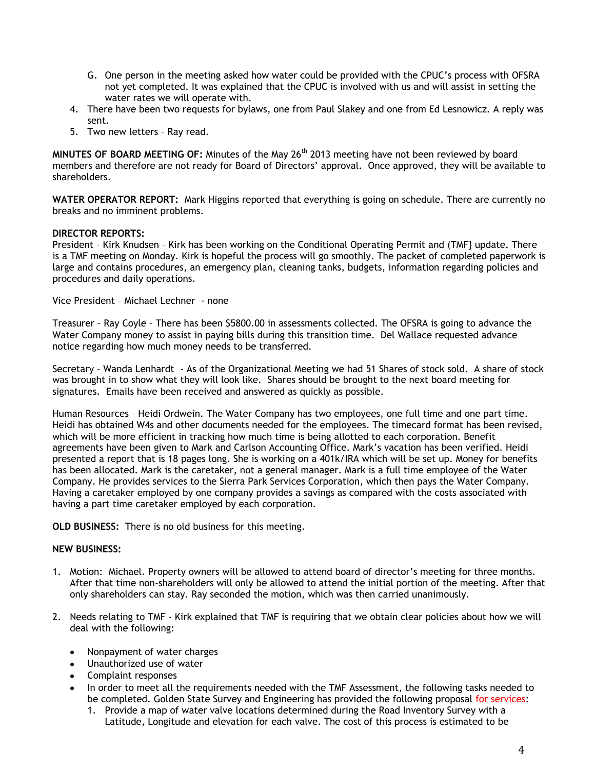G. One person in the meeting asked how water could be provided with the CPUC's process with OFSRA not yet completed. It was explained that the CPUC is involved with us and will assist in setting the water rates we will operate with.

4. There have been two requests for bylaws, one from Paul Slakey and one from Ed Lesnowicz. A reply was sent.
5. Two new letters – Ray read.

**MINUTES OF BOARD MEETING OF:** Minutes of the May 26th 2013 meeting have not been reviewed by board members and therefore are not ready for Board of Directors' approval. Once approved, they will be available to shareholders.

**WATER OPERATOR REPORT:** Mark Higgins reported that everything is going on schedule. There are currently no breaks and no imminent problems.

**DIRECTOR REPORTS:**

President – Kirk Knudsen – Kirk has been working on the Conditional Operating Permit and (TMF} update. There is a TMF meeting on Monday. Kirk is hopeful the process will go smoothly. The packet of completed paperwork is large and contains procedures, an emergency plan, cleaning tanks, budgets, information regarding policies and procedures and daily operations.

Vice President – Michael Lechner - none

Treasurer – Ray Coyle – There has been $5800.00 in assessments collected. The OFSRA is going to advance the Water Company money to assist in paying bills during this transition time. Del Wallace requested advance notice regarding how much money needs to be transferred.

Secretary – Wanda Lenhardt - As of the Organizational Meeting we had 51 Shares of stock sold. A share of stock was brought in to show what they will look like. Shares should be brought to the next board meeting for signatures. Emails have been received and answered as quickly as possible.

Human Resources – Heidi Ordwein. The Water Company has two employees, one full time and one part time. Heidi has obtained W4s and other documents needed for the employees. The timecard format has been revised, which will be more efficient in tracking how much time is being allotted to each corporation. Benefit agreements have been given to Mark and Carlson Accounting Office. Mark's vacation has been verified. Heidi presented a report that is 18 pages long. She is working on a 401k/IRA which will be set up. Money for benefits has been allocated. Mark is the caretaker, not a general manager. Mark is a full time employee of the Water Company. He provides services to the Sierra Park Services Corporation, which then pays the Water Company. Having a caretaker employed by one company provides a savings as compared with the costs associated with having a part time caretaker employed by each corporation.

**OLD BUSINESS:** There is no old business for this meeting.

**NEW BUSINESS:**

1. Motion: Michael. Property owners will be allowed to attend board of director's meeting for three months. After that time non-shareholders will only be allowed to attend the initial portion of the meeting. After that only shareholders can stay. Ray seconded the motion, which was then carried unanimously.

2. Needs relating to TMF - Kirk explained that TMF is requiring that we obtain clear policies about how we will deal with the following:

   - Nonpayment of water charges
   - Unauthorized use of water
   - Complaint responses
   - In order to meet all the requirements needed with the TMF Assessment, the following tasks needed to be completed. Golden State Survey and Engineering has provided the following proposal for services:
     1. Provide a map of water valve locations determined during the Road Inventory Survey with a Latitude, Longitude and elevation for each valve. The cost of this process is estimated to be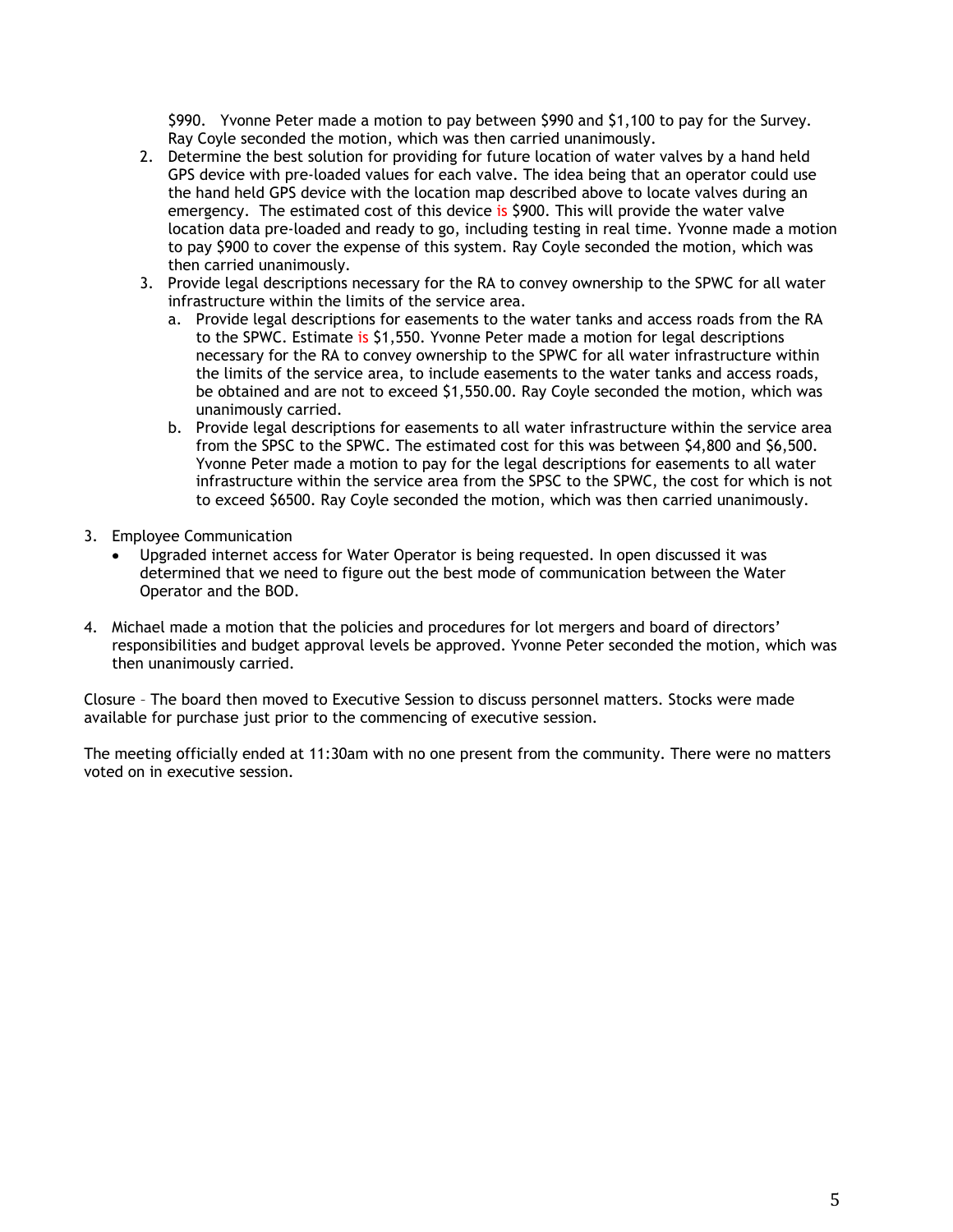$990. Yvonne Peter made a motion to pay between $990 and $1,100 to pay for the Survey. Ray Coyle seconded the motion, which was then carried unanimously.

2. Determine the best solution for providing for future location of water valves by a hand held GPS device with pre-loaded values for each valve. The idea being that an operator could use the hand held GPS device with the location map described above to locate valves during an emergency. The estimated cost of this device is $900. This will provide the water valve location data pre-loaded and ready to go, including testing in real time. Yvonne made a motion to pay $900 to cover the expense of this system. Ray Coyle seconded the motion, which was then carried unanimously.
3. Provide legal descriptions necessary for the RA to convey ownership to the SPWC for all water infrastructure within the limits of the service area.
   a. Provide legal descriptions for easements to the water tanks and access roads from the RA to the SPWC. Estimate is $1,550. Yvonne Peter made a motion for legal descriptions necessary for the RA to convey ownership to the SPWC for all water infrastructure within the limits of the service area, to include easements to the water tanks and access roads, be obtained and are not to exceed $1,550.00. Ray Coyle seconded the motion, which was unanimously carried.
   b. Provide legal descriptions for easements to all water infrastructure within the service area from the SPSC to the SPWC. The estimated cost for this was between $4,800 and $6,500. Yvonne Peter made a motion to pay for the legal descriptions for easements to all water infrastructure within the service area from the SPSC to the SPWC, the cost for which is not to exceed $6500. Ray Coyle seconded the motion, which was then carried unanimously.

3. Employee Communication
   - Upgraded internet access for Water Operator is being requested. In open discussed it was determined that we need to figure out the best mode of communication between the Water Operator and the BOD.

4. Michael made a motion that the policies and procedures for lot mergers and board of directors' responsibilities and budget approval levels be approved. Yvonne Peter seconded the motion, which was then unanimously carried.

Closure – The board then moved to Executive Session to discuss personnel matters. Stocks were made available for purchase just prior to the commencing of executive session.

The meeting officially ended at 11:30am with no one present from the community. There were no matters voted on in executive session.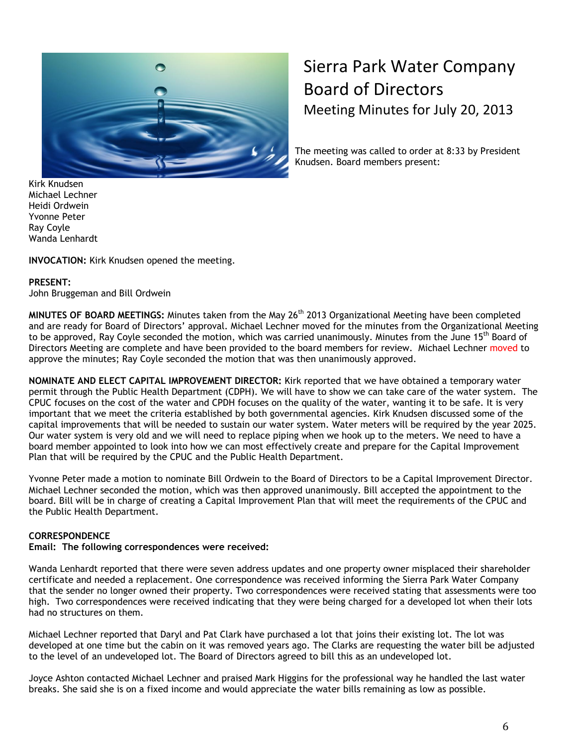# Sierra Park Water Company Board of Directors

## Meeting Minutes for July 20, 2013

The meeting was called to order at 8:33 by President Knudsen. Board members present:

Kirk Knudsen
Michael Lechner
Heidi Ordwein
Yvonne Peter
Ray Coyle
Wanda Lenhardt

**INVOCATION:** Kirk Knudsen opened the meeting.

**PRESENT:**
John Bruggeman and Bill Ordwein

**MINUTES OF BOARD MEETINGS:** Minutes taken from the May 26th 2013 Organizational Meeting have been completed and are ready for Board of Directors' approval. Michael Lechner moved for the minutes from the Organizational Meeting to be approved, Ray Coyle seconded the motion, which was carried unanimously. Minutes from the June 15th Board of Directors Meeting are complete and have been provided to the board members for review. Michael Lechner moved to approve the minutes; Ray Coyle seconded the motion that was then unanimously approved.

**NOMINATE AND ELECT CAPITAL IMPROVEMENT DIRECTOR:** Kirk reported that we have obtained a temporary water permit through the Public Health Department (CDPH). We will have to show we can take care of the water system. The CPUC focuses on the cost of the water and CPDH focuses on the quality of the water, wanting it to be safe. It is very important that we meet the criteria established by both governmental agencies. Kirk Knudsen discussed some of the capital improvements that will be needed to sustain our water system. Water meters will be required by the year 2025. Our water system is very old and we will need to replace piping when we hook up to the meters. We need to have a board member appointed to look into how we can most effectively create and prepare for the Capital Improvement Plan that will be required by the CPUC and the Public Health Department.

Yvonne Peter made a motion to nominate Bill Ordwein to the Board of Directors to be a Capital Improvement Director. Michael Lechner seconded the motion, which was then approved unanimously. Bill accepted the appointment to the board. Bill will be in charge of creating a Capital Improvement Plan that will meet the requirements of the CPUC and the Public Health Department.

**CORRESPONDENCE**
**Email: The following correspondences were received:**

Wanda Lenhardt reported that there were seven address updates and one property owner misplaced their shareholder certificate and needed a replacement. One correspondence was received informing the Sierra Park Water Company that the sender no longer owned their property. Two correspondences were received stating that assessments were too high. Two correspondences were received indicating that they were being charged for a developed lot when their lots had no structures on them.

Michael Lechner reported that Daryl and Pat Clark have purchased a lot that joins their existing lot. The lot was developed at one time but the cabin on it was removed years ago. The Clarks are requesting the water bill be adjusted to the level of an undeveloped lot. The Board of Directors agreed to bill this as an undeveloped lot.

Joyce Ashton contacted Michael Lechner and praised Mark Higgins for the professional way he handled the last water breaks. She said she is on a fixed income and would appreciate the water bills remaining as low as possible.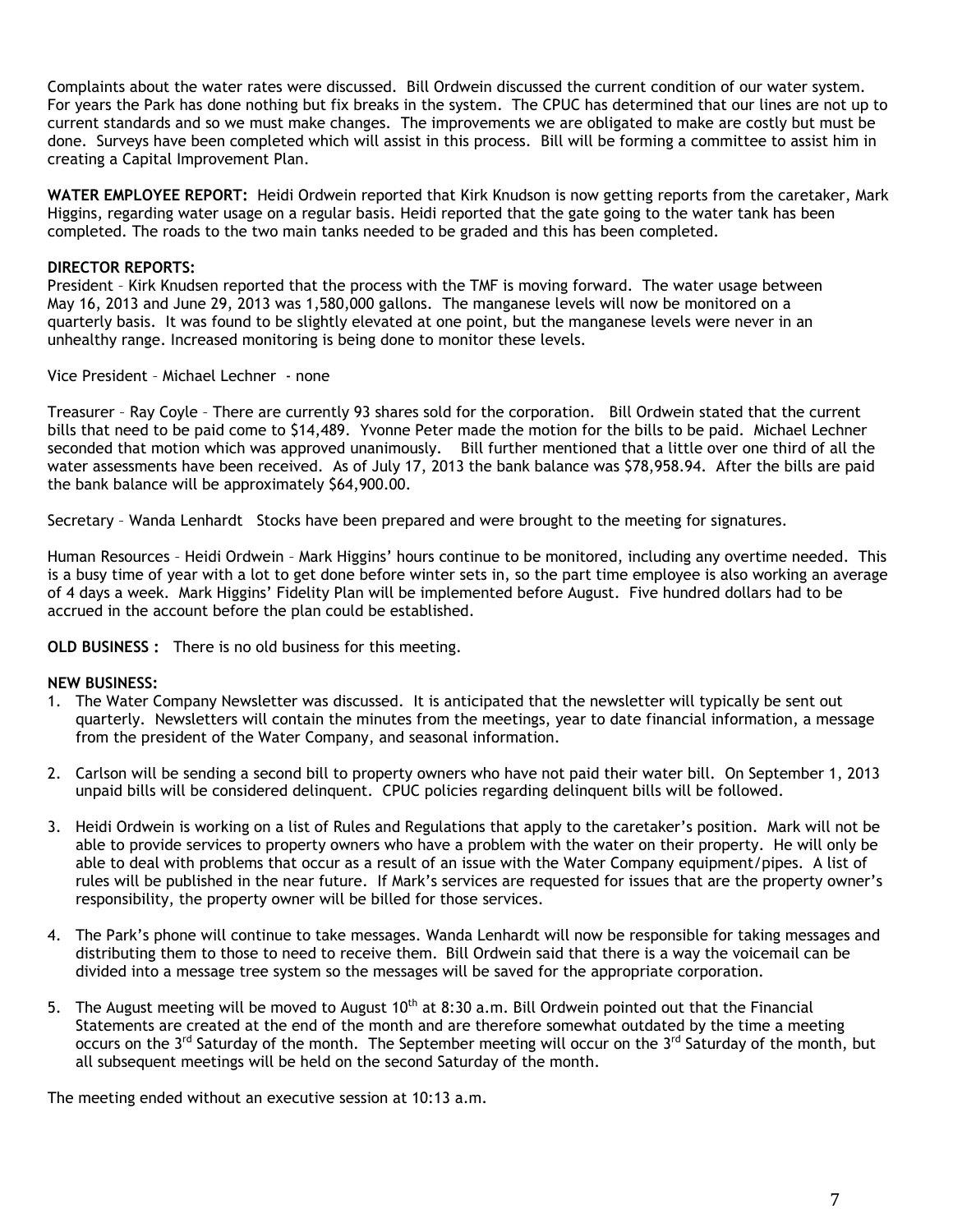Complaints about the water rates were discussed. Bill Ordwein discussed the current condition of our water system. For years the Park has done nothing but fix breaks in the system. The CPUC has determined that our lines are not up to current standards and so we must make changes. The improvements we are obligated to make are costly but must be done. Surveys have been completed which will assist in this process. Bill will be forming a committee to assist him in creating a Capital Improvement Plan.

**WATER EMPLOYEE REPORT:** Heidi Ordwein reported that Kirk Knudson is now getting reports from the caretaker, Mark Higgins, regarding water usage on a regular basis. Heidi reported that the gate going to the water tank has been completed. The roads to the two main tanks needed to be graded and this has been completed.

**DIRECTOR REPORTS:**

President – Kirk Knudsen reported that the process with the TMF is moving forward. The water usage between May 16, 2013 and June 29, 2013 was 1,580,000 gallons. The manganese levels will now be monitored on a quarterly basis. It was found to be slightly elevated at one point, but the manganese levels were never in an unhealthy range. Increased monitoring is being done to monitor these levels.

Vice President – Michael Lechner - none

Treasurer – Ray Coyle – There are currently 93 shares sold for the corporation. Bill Ordwein stated that the current bills that need to be paid come to $14,489. Yvonne Peter made the motion for the bills to be paid. Michael Lechner seconded that motion which was approved unanimously. Bill further mentioned that a little over one third of all the water assessments have been received. As of July 17, 2013 the bank balance was $78,958.94. After the bills are paid the bank balance will be approximately $64,900.00.

Secretary – Wanda Lenhardt Stocks have been prepared and were brought to the meeting for signatures.

Human Resources – Heidi Ordwein – Mark Higgins' hours continue to be monitored, including any overtime needed. This is a busy time of year with a lot to get done before winter sets in, so the part time employee is also working an average of 4 days a week. Mark Higgins' Fidelity Plan will be implemented before August. Five hundred dollars had to be accrued in the account before the plan could be established.

**OLD BUSINESS :** There is no old business for this meeting.

**NEW BUSINESS:**

1. The Water Company Newsletter was discussed. It is anticipated that the newsletter will typically be sent out quarterly. Newsletters will contain the minutes from the meetings, year to date financial information, a message from the president of the Water Company, and seasonal information.

2. Carlson will be sending a second bill to property owners who have not paid their water bill. On September 1, 2013 unpaid bills will be considered delinquent. CPUC policies regarding delinquent bills will be followed.

3. Heidi Ordwein is working on a list of Rules and Regulations that apply to the caretaker's position. Mark will not be able to provide services to property owners who have a problem with the water on their property. He will only be able to deal with problems that occur as a result of an issue with the Water Company equipment/pipes. A list of rules will be published in the near future. If Mark's services are requested for issues that are the property owner's responsibility, the property owner will be billed for those services.

4. The Park's phone will continue to take messages. Wanda Lenhardt will now be responsible for taking messages and distributing them to those to need to receive them. Bill Ordwein said that there is a way the voicemail can be divided into a message tree system so the messages will be saved for the appropriate corporation.

5. The August meeting will be moved to August 10th at 8:30 a.m. Bill Ordwein pointed out that the Financial Statements are created at the end of the month and are therefore somewhat outdated by the time a meeting occurs on the 3rd Saturday of the month. The September meeting will occur on the 3rd Saturday of the month, but all subsequent meetings will be held on the second Saturday of the month.

The meeting ended without an executive session at 10:13 a.m.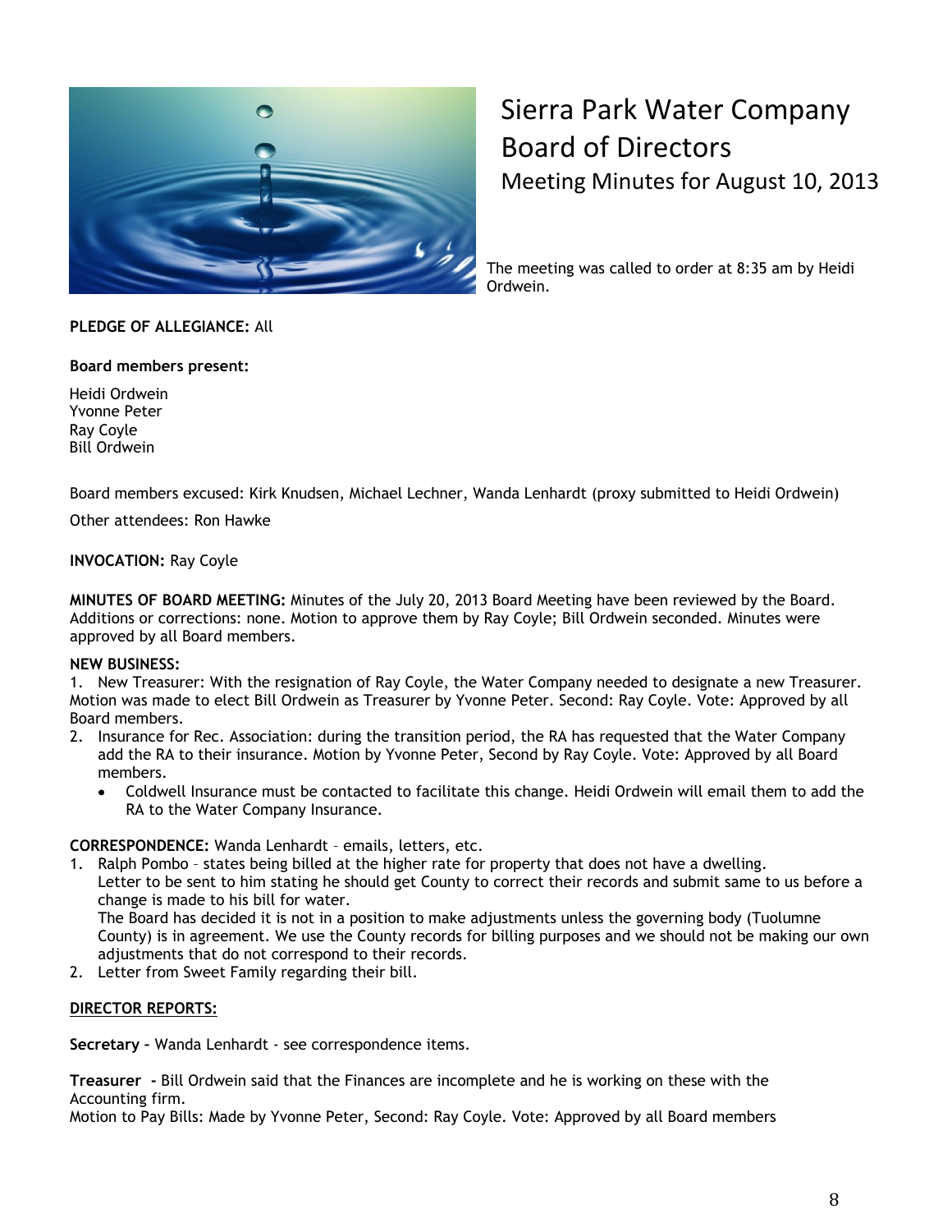# Sierra Park Water Company Board of Directors

## Meeting Minutes for August 10, 2013

The meeting was called to order at 8:35 am by Heidi Ordwein.

**PLEDGE OF ALLEGIANCE:** All

**Board members present:**

Heidi Ordwein
Yvonne Peter
Ray Coyle
Bill Ordwein

Board members excused: Kirk Knudsen, Michael Lechner, Wanda Lenhardt (proxy submitted to Heidi Ordwein)

Other attendees: Ron Hawke

**INVOCATION:** Ray Coyle

**MINUTES OF BOARD MEETING:** Minutes of the July 20, 2013 Board Meeting have been reviewed by the Board. Additions or corrections: none. Motion to approve them by Ray Coyle; Bill Ordwein seconded. Minutes were approved by all Board members.

**NEW BUSINESS:**

1. New Treasurer: With the resignation of Ray Coyle, the Water Company needed to designate a new Treasurer. Motion was made to elect Bill Ordwein as Treasurer by Yvonne Peter. Second: Ray Coyle. Vote: Approved by all Board members.
2. Insurance for Rec. Association: during the transition period, the RA has requested that the Water Company add the RA to their insurance. Motion by Yvonne Peter, Second by Ray Coyle. Vote: Approved by all Board members.
   - Coldwell Insurance must be contacted to facilitate this change. Heidi Ordwein will email them to add the RA to the Water Company Insurance.

**CORRESPONDENCE:** Wanda Lenhardt – emails, letters, etc.

1. Ralph Pombo – states being billed at the higher rate for property that does not have a dwelling.
   Letter to be sent to him stating he should get County to correct their records and submit same to us before a change is made to his bill for water.
   The Board has decided it is not in a position to make adjustments unless the governing body (Tuolumne County) is in agreement. We use the County records for billing purposes and we should not be making our own adjustments that do not correspond to their records.
2. Letter from Sweet Family regarding their bill.

**DIRECTOR REPORTS:**

**Secretary** – Wanda Lenhardt - see correspondence items.

**Treasurer -** Bill Ordwein said that the Finances are incomplete and he is working on these with the Accounting firm.
Motion to Pay Bills: Made by Yvonne Peter, Second: Ray Coyle. Vote: Approved by all Board members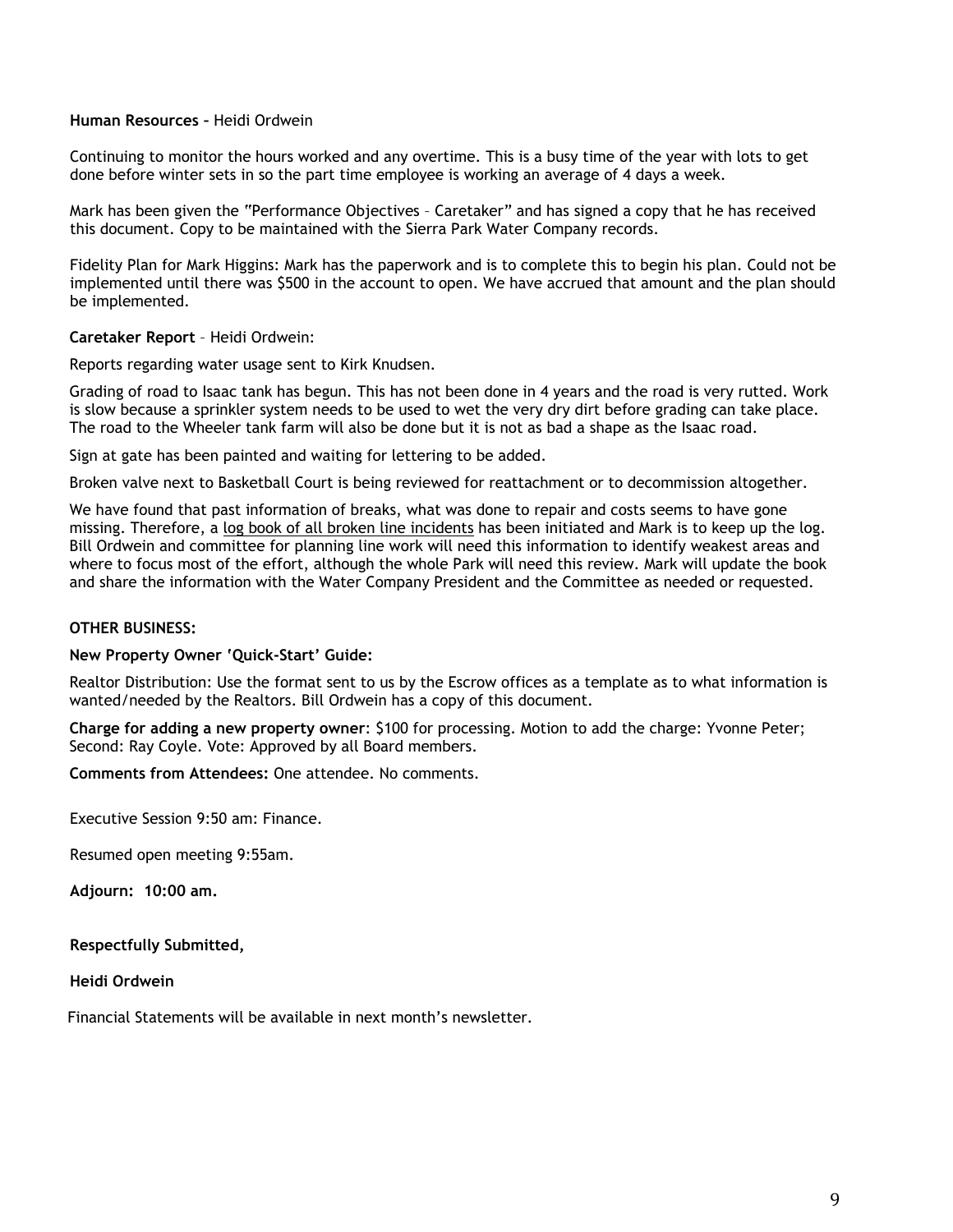**Human Resources –** Heidi Ordwein

Continuing to monitor the hours worked and any overtime. This is a busy time of the year with lots to get done before winter sets in so the part time employee is working an average of 4 days a week.

Mark has been given the "Performance Objectives – Caretaker" and has signed a copy that he has received this document. Copy to be maintained with the Sierra Park Water Company records.

Fidelity Plan for Mark Higgins: Mark has the paperwork and is to complete this to begin his plan. Could not be implemented until there was $500 in the account to open. We have accrued that amount and the plan should be implemented.

**Caretaker Report** – Heidi Ordwein:

Reports regarding water usage sent to Kirk Knudsen.

Grading of road to Isaac tank has begun. This has not been done in 4 years and the road is very rutted. Work is slow because a sprinkler system needs to be used to wet the very dry dirt before grading can take place. The road to the Wheeler tank farm will also be done but it is not as bad a shape as the Isaac road.

Sign at gate has been painted and waiting for lettering to be added.

Broken valve next to Basketball Court is being reviewed for reattachment or to decommission altogether.

We have found that past information of breaks, what was done to repair and costs seems to have gone missing. Therefore, a log book of all broken line incidents has been initiated and Mark is to keep up the log. Bill Ordwein and committee for planning line work will need this information to identify weakest areas and where to focus most of the effort, although the whole Park will need this review. Mark will update the book and share the information with the Water Company President and the Committee as needed or requested.

**OTHER BUSINESS:**

**New Property Owner 'Quick-Start' Guide:**

Realtor Distribution: Use the format sent to us by the Escrow offices as a template as to what information is wanted/needed by the Realtors. Bill Ordwein has a copy of this document.

**Charge for adding a new property owner**: $100 for processing. Motion to add the charge: Yvonne Peter; Second: Ray Coyle. Vote: Approved by all Board members.

**Comments from Attendees:** One attendee. No comments.

Executive Session 9:50 am: Finance.

Resumed open meeting 9:55am.

**Adjourn: 10:00 am.**

**Respectfully Submitted,**

**Heidi Ordwein**

Financial Statements will be available in next month's newsletter.